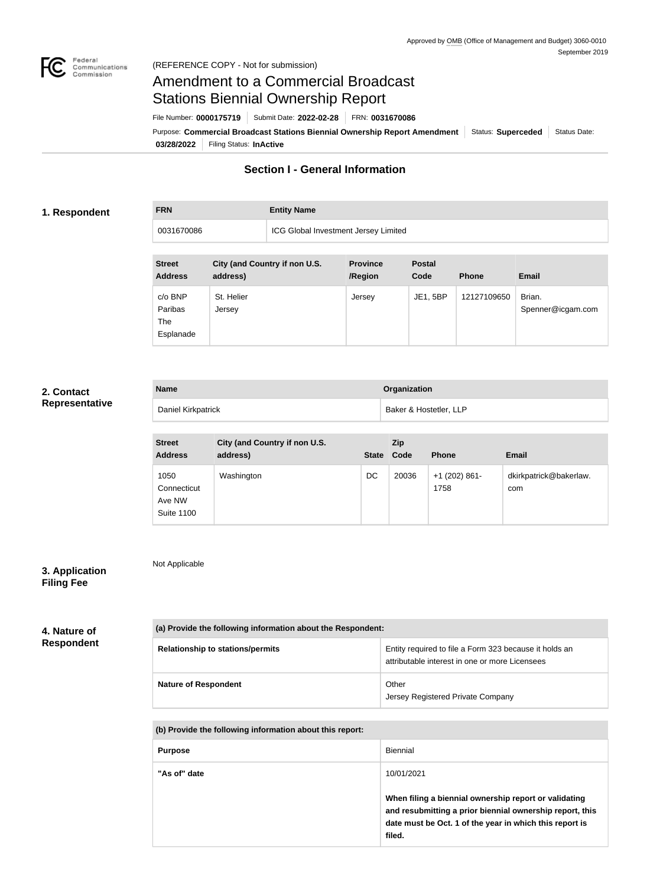Approved by OMB (Office of Management and Budget) 3060-0010
September 2019

(REFERENCE COPY - Not for submission)

# Amendment to a Commercial Broadcast Stations Biennial Ownership Report

File Number: **0000175719** | Submit Date: **2022-02-28** | FRN: **0031670086**

Purpose: **Commercial Broadcast Stations Biennial Ownership Report Amendment** | Status: **Superceded** | Status Date: **03/28/2022** | Filing Status: **InActive**

## Section I - General Information

### 1. Respondent

| FRN | Entity Name |
| --- | --- |
| 0031670086 | ICG Global Investment Jersey Limited |

| Street Address | City (and Country if non U.S. address) | Province /Region | Postal Code | Phone | Email |
| --- | --- | --- | --- | --- | --- |
| c/o BNP Paribas The Esplanade | St. Helier Jersey | Jersey | JE1, 5BP | 12127109650 | Brian. Spenner@icgam.com |

### 2. Contact Representative

| Name | Organization |
| --- | --- |
| Daniel Kirkpatrick | Baker & Hostetler, LLP |

| Street Address | City (and Country if non U.S. address) | State | Zip Code | Phone | Email |
| --- | --- | --- | --- | --- | --- |
| 1050 Connecticut Ave NW Suite 1100 | Washington | DC | 20036 | +1 (202) 861-1758 | dkirkpatrick@bakerlaw.com |

### 3. Application Filing Fee

Not Applicable

### 4. Nature of Respondent

| (a) Provide the following information about the Respondent: | |
| --- | --- |
| Relationship to stations/permits | Entity required to file a Form 323 because it holds an attributable interest in one or more Licensees |
| Nature of Respondent | Other<br>Jersey Registered Private Company |

| (b) Provide the following information about this report: | |
| --- | --- |
| Purpose | Biennial |
| "As of" date | 10/01/2021<br><br>**When filing a biennial ownership report or validating and resubmitting a prior biennial ownership report, this date must be Oct. 1 of the year in which this report is filed.** |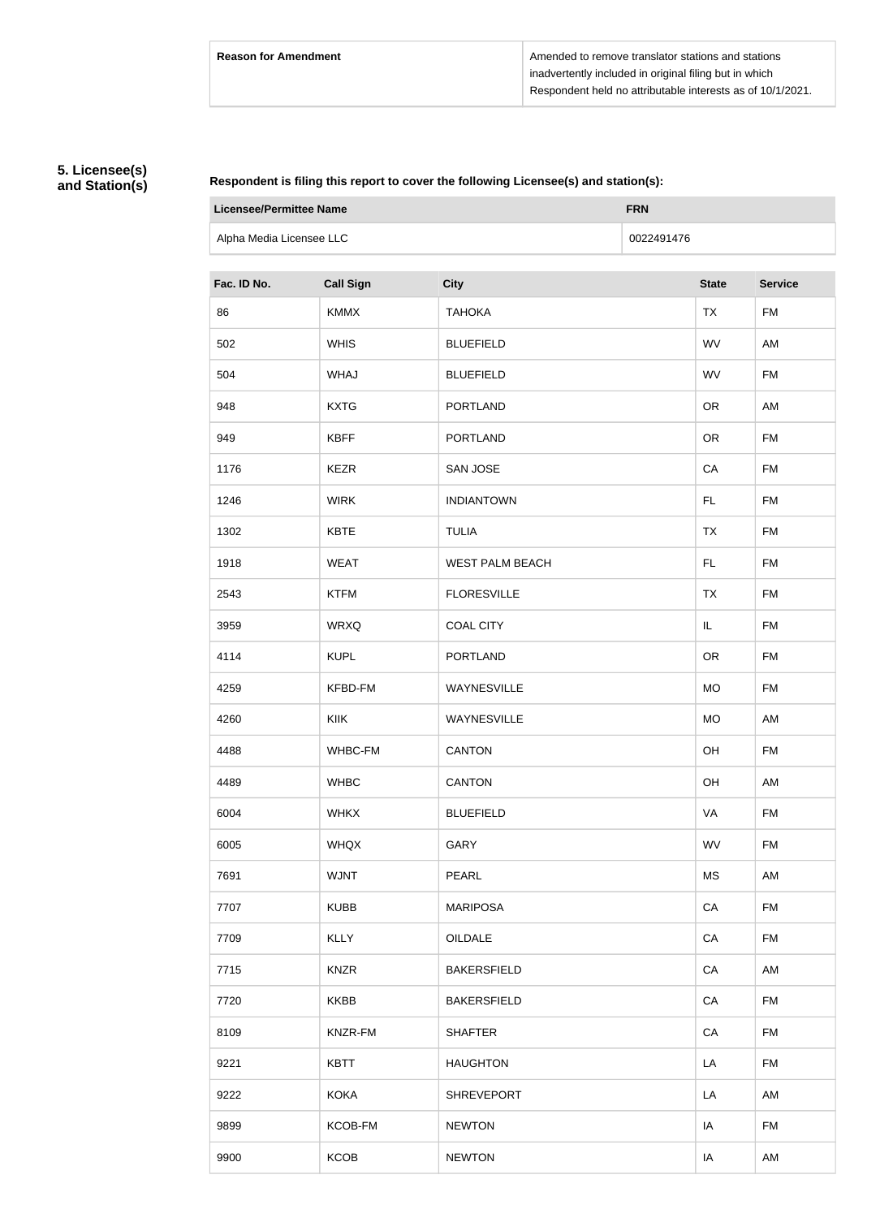| Reason for Amendment | Amended to remove translator stations and stations inadvertently included in original filing but in which Respondent held no attributable interests as of 10/1/2021. |
| --- | --- |

## 5. Licensee(s) and Station(s)

**Respondent is filing this report to cover the following Licensee(s) and station(s):**

| Licensee/Permittee Name | FRN |
| --- | --- |
| Alpha Media Licensee LLC | 0022491476 |

| Fac. ID No. | Call Sign | City | State | Service |
| --- | --- | --- | --- | --- |
| 86 | KMMX | TAHOKA | TX | FM |
| 502 | WHIS | BLUEFIELD | WV | AM |
| 504 | WHAJ | BLUEFIELD | WV | FM |
| 948 | KXTG | PORTLAND | OR | AM |
| 949 | KBFF | PORTLAND | OR | FM |
| 1176 | KEZR | SAN JOSE | CA | FM |
| 1246 | WIRK | INDIANTOWN | FL | FM |
| 1302 | KBTE | TULIA | TX | FM |
| 1918 | WEAT | WEST PALM BEACH | FL | FM |
| 2543 | KTFM | FLORESVILLE | TX | FM |
| 3959 | WRXQ | COAL CITY | IL | FM |
| 4114 | KUPL | PORTLAND | OR | FM |
| 4259 | KFBD-FM | WAYNESVILLE | MO | FM |
| 4260 | KIIK | WAYNESVILLE | MO | AM |
| 4488 | WHBC-FM | CANTON | OH | FM |
| 4489 | WHBC | CANTON | OH | AM |
| 6004 | WHKX | BLUEFIELD | VA | FM |
| 6005 | WHQX | GARY | WV | FM |
| 7691 | WJNT | PEARL | MS | AM |
| 7707 | KUBB | MARIPOSA | CA | FM |
| 7709 | KLLY | OILDALE | CA | FM |
| 7715 | KNZR | BAKERSFIELD | CA | AM |
| 7720 | KKBB | BAKERSFIELD | CA | FM |
| 8109 | KNZR-FM | SHAFTER | CA | FM |
| 9221 | KBTT | HAUGHTON | LA | FM |
| 9222 | KOKA | SHREVEPORT | LA | AM |
| 9899 | KCOB-FM | NEWTON | IA | FM |
| 9900 | KCOB | NEWTON | IA | AM |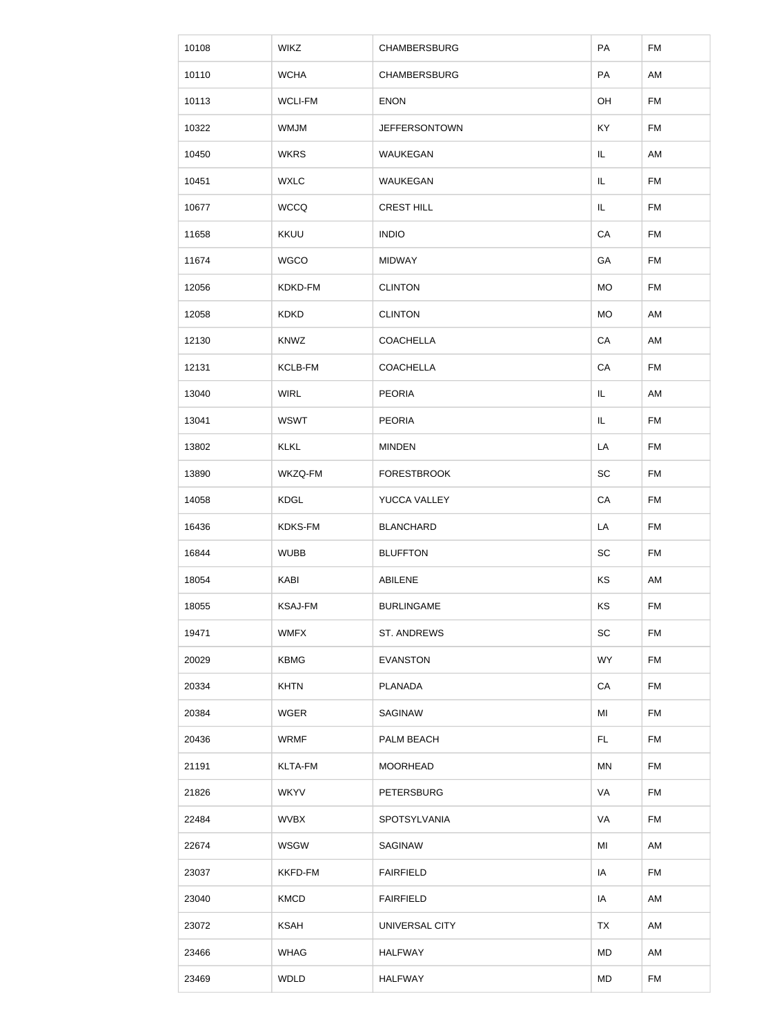| 10108 | WIKZ | CHAMBERSBURG | PA | FM |
|---|---|---|---|---|
| 10110 | WCHA | CHAMBERSBURG | PA | AM |
| 10113 | WCLI-FM | ENON | OH | FM |
| 10322 | WMJM | JEFFERSONTOWN | KY | FM |
| 10450 | WKRS | WAUKEGAN | IL | AM |
| 10451 | WXLC | WAUKEGAN | IL | FM |
| 10677 | WCCQ | CREST HILL | IL | FM |
| 11658 | KKUU | INDIO | CA | FM |
| 11674 | WGCO | MIDWAY | GA | FM |
| 12056 | KDKD-FM | CLINTON | MO | FM |
| 12058 | KDKD | CLINTON | MO | AM |
| 12130 | KNWZ | COACHELLA | CA | AM |
| 12131 | KCLB-FM | COACHELLA | CA | FM |
| 13040 | WIRL | PEORIA | IL | AM |
| 13041 | WSWT | PEORIA | IL | FM |
| 13802 | KLKL | MINDEN | LA | FM |
| 13890 | WKZQ-FM | FORESTBROOK | SC | FM |
| 14058 | KDGL | YUCCA VALLEY | CA | FM |
| 16436 | KDKS-FM | BLANCHARD | LA | FM |
| 16844 | WUBB | BLUFFTON | SC | FM |
| 18054 | KABI | ABILENE | KS | AM |
| 18055 | KSAJ-FM | BURLINGAME | KS | FM |
| 19471 | WMFX | ST. ANDREWS | SC | FM |
| 20029 | KBMG | EVANSTON | WY | FM |
| 20334 | KHTN | PLANADA | CA | FM |
| 20384 | WGER | SAGINAW | MI | FM |
| 20436 | WRMF | PALM BEACH | FL | FM |
| 21191 | KLTA-FM | MOORHEAD | MN | FM |
| 21826 | WKYV | PETERSBURG | VA | FM |
| 22484 | WVBX | SPOTSYLVANIA | VA | FM |
| 22674 | WSGW | SAGINAW | MI | AM |
| 23037 | KKFD-FM | FAIRFIELD | IA | FM |
| 23040 | KMCD | FAIRFIELD | IA | AM |
| 23072 | KSAH | UNIVERSAL CITY | TX | AM |
| 23466 | WHAG | HALFWAY | MD | AM |
| 23469 | WDLD | HALFWAY | MD | FM |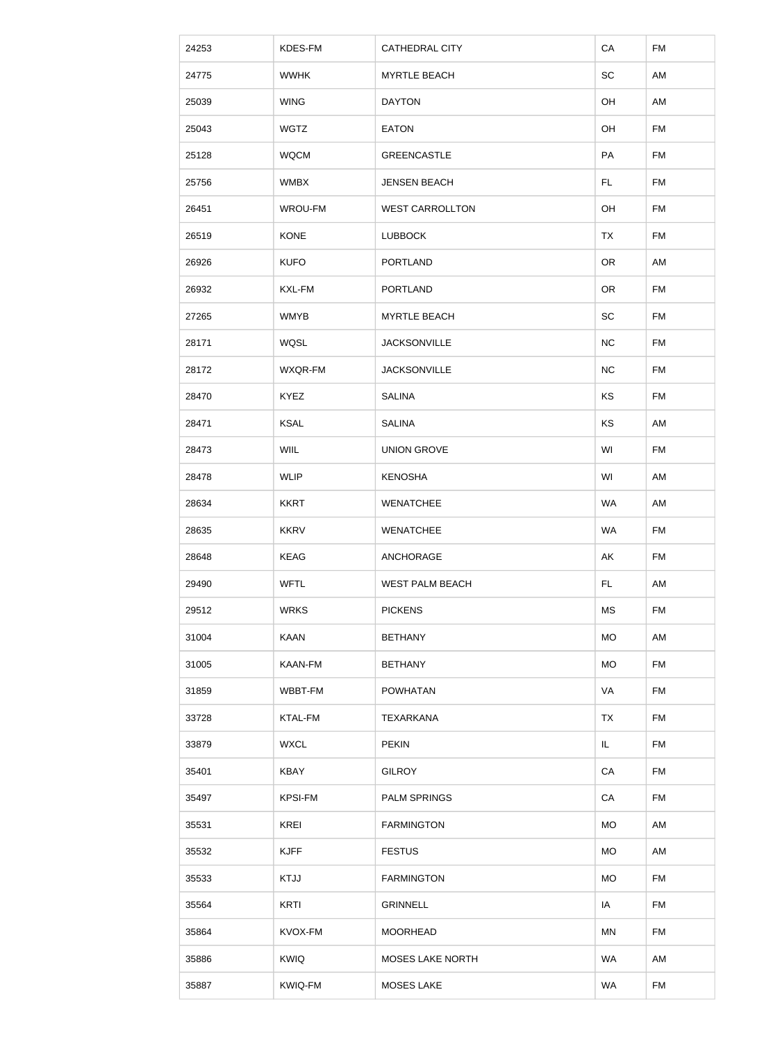| 24253 | KDES-FM | CATHEDRAL CITY | CA | FM |
|---|---|---|---|---|
| 24775 | WWHK | MYRTLE BEACH | SC | AM |
| 25039 | WING | DAYTON | OH | AM |
| 25043 | WGTZ | EATON | OH | FM |
| 25128 | WQCM | GREENCASTLE | PA | FM |
| 25756 | WMBX | JENSEN BEACH | FL | FM |
| 26451 | WROU-FM | WEST CARROLLTON | OH | FM |
| 26519 | KONE | LUBBOCK | TX | FM |
| 26926 | KUFO | PORTLAND | OR | AM |
| 26932 | KXL-FM | PORTLAND | OR | FM |
| 27265 | WMYB | MYRTLE BEACH | SC | FM |
| 28171 | WQSL | JACKSONVILLE | NC | FM |
| 28172 | WXQR-FM | JACKSONVILLE | NC | FM |
| 28470 | KYEZ | SALINA | KS | FM |
| 28471 | KSAL | SALINA | KS | AM |
| 28473 | WIIL | UNION GROVE | WI | FM |
| 28478 | WLIP | KENOSHA | WI | AM |
| 28634 | KKRT | WENATCHEE | WA | AM |
| 28635 | KKRV | WENATCHEE | WA | FM |
| 28648 | KEAG | ANCHORAGE | AK | FM |
| 29490 | WFTL | WEST PALM BEACH | FL | AM |
| 29512 | WRKS | PICKENS | MS | FM |
| 31004 | KAAN | BETHANY | MO | AM |
| 31005 | KAAN-FM | BETHANY | MO | FM |
| 31859 | WBBT-FM | POWHATAN | VA | FM |
| 33728 | KTAL-FM | TEXARKANA | TX | FM |
| 33879 | WXCL | PEKIN | IL | FM |
| 35401 | KBAY | GILROY | CA | FM |
| 35497 | KPSI-FM | PALM SPRINGS | CA | FM |
| 35531 | KREI | FARMINGTON | MO | AM |
| 35532 | KJFF | FESTUS | MO | AM |
| 35533 | KTJJ | FARMINGTON | MO | FM |
| 35564 | KRTI | GRINNELL | IA | FM |
| 35864 | KVOX-FM | MOORHEAD | MN | FM |
| 35886 | KWIQ | MOSES LAKE NORTH | WA | AM |
| 35887 | KWIQ-FM | MOSES LAKE | WA | FM |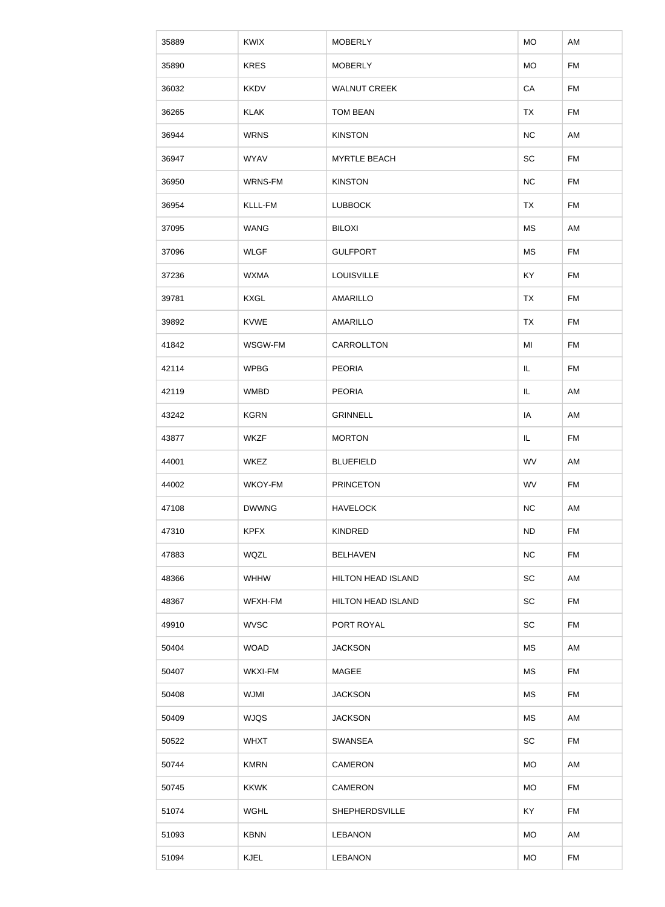| 35889 | KWIX | MOBERLY | MO | AM |
|---|---|---|---|---|
| 35890 | KRES | MOBERLY | MO | FM |
| 36032 | KKDV | WALNUT CREEK | CA | FM |
| 36265 | KLAK | TOM BEAN | TX | FM |
| 36944 | WRNS | KINSTON | NC | AM |
| 36947 | WYAV | MYRTLE BEACH | SC | FM |
| 36950 | WRNS-FM | KINSTON | NC | FM |
| 36954 | KLLL-FM | LUBBOCK | TX | FM |
| 37095 | WANG | BILOXI | MS | AM |
| 37096 | WLGF | GULFPORT | MS | FM |
| 37236 | WXMA | LOUISVILLE | KY | FM |
| 39781 | KXGL | AMARILLO | TX | FM |
| 39892 | KVWE | AMARILLO | TX | FM |
| 41842 | WSGW-FM | CARROLLTON | MI | FM |
| 42114 | WPBG | PEORIA | IL | FM |
| 42119 | WMBD | PEORIA | IL | AM |
| 43242 | KGRN | GRINNELL | IA | AM |
| 43877 | WKZF | MORTON | IL | FM |
| 44001 | WKEZ | BLUEFIELD | WV | AM |
| 44002 | WKOY-FM | PRINCETON | WV | FM |
| 47108 | DWWNG | HAVELOCK | NC | AM |
| 47310 | KPFX | KINDRED | ND | FM |
| 47883 | WQZL | BELHAVEN | NC | FM |
| 48366 | WHHW | HILTON HEAD ISLAND | SC | AM |
| 48367 | WFXH-FM | HILTON HEAD ISLAND | SC | FM |
| 49910 | WVSC | PORT ROYAL | SC | FM |
| 50404 | WOAD | JACKSON | MS | AM |
| 50407 | WKXI-FM | MAGEE | MS | FM |
| 50408 | WJMI | JACKSON | MS | FM |
| 50409 | WJQS | JACKSON | MS | AM |
| 50522 | WHXT | SWANSEA | SC | FM |
| 50744 | KMRN | CAMERON | MO | AM |
| 50745 | KKWK | CAMERON | MO | FM |
| 51074 | WGHL | SHEPHERDSVILLE | KY | FM |
| 51093 | KBNN | LEBANON | MO | AM |
| 51094 | KJEL | LEBANON | MO | FM |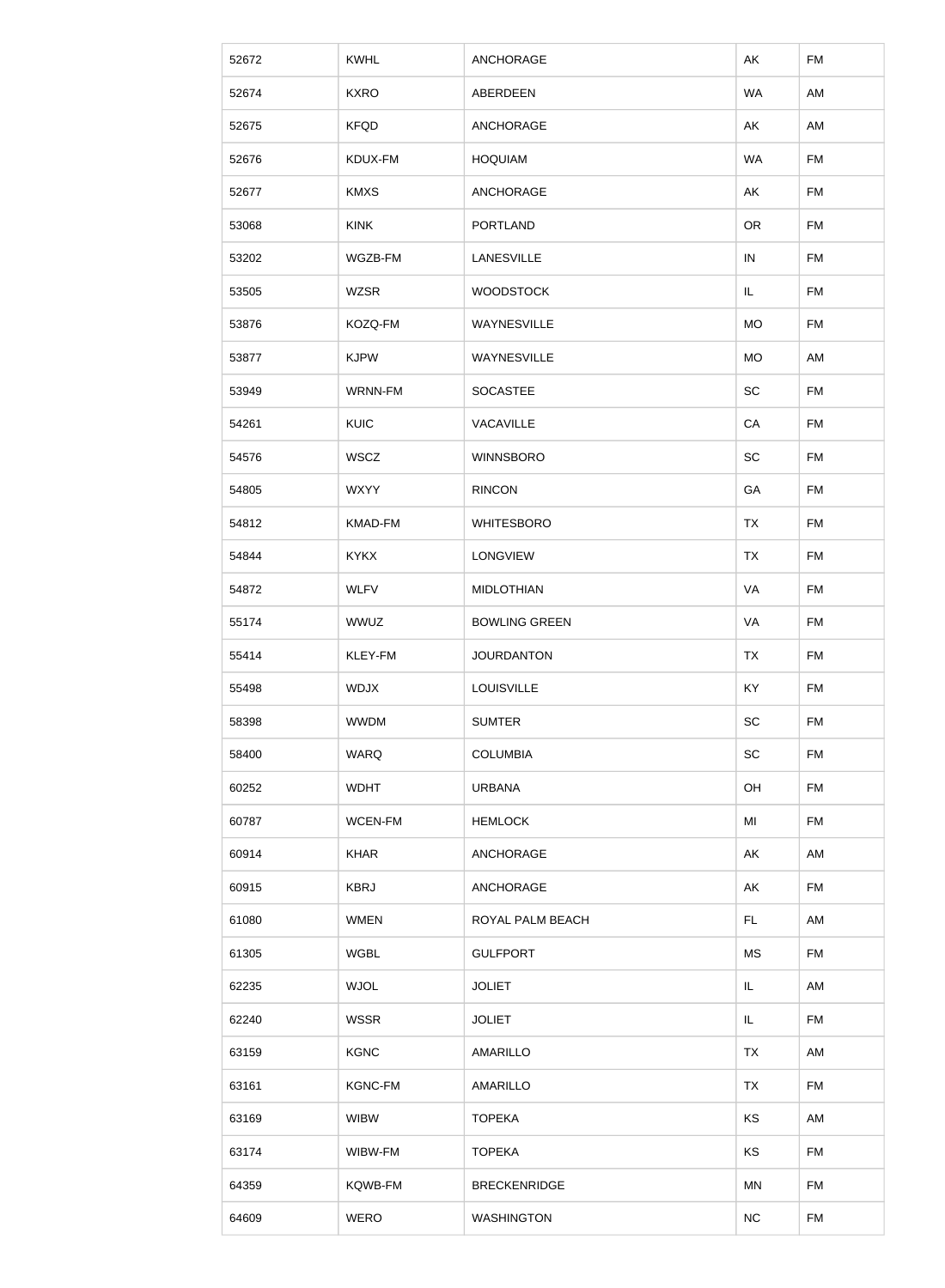| 52672 | KWHL | ANCHORAGE | AK | FM |
|---|---|---|---|---|
| 52674 | KXRO | ABERDEEN | WA | AM |
| 52675 | KFQD | ANCHORAGE | AK | AM |
| 52676 | KDUX-FM | HOQUIAM | WA | FM |
| 52677 | KMXS | ANCHORAGE | AK | FM |
| 53068 | KINK | PORTLAND | OR | FM |
| 53202 | WGZB-FM | LANESVILLE | IN | FM |
| 53505 | WZSR | WOODSTOCK | IL | FM |
| 53876 | KOZQ-FM | WAYNESVILLE | MO | FM |
| 53877 | KJPW | WAYNESVILLE | MO | AM |
| 53949 | WRNN-FM | SOCASTEE | SC | FM |
| 54261 | KUIC | VACAVILLE | CA | FM |
| 54576 | WSCZ | WINNSBORO | SC | FM |
| 54805 | WXYY | RINCON | GA | FM |
| 54812 | KMAD-FM | WHITESBORO | TX | FM |
| 54844 | KYKX | LONGVIEW | TX | FM |
| 54872 | WLFV | MIDLOTHIAN | VA | FM |
| 55174 | WWUZ | BOWLING GREEN | VA | FM |
| 55414 | KLEY-FM | JOURDANTON | TX | FM |
| 55498 | WDJX | LOUISVILLE | KY | FM |
| 58398 | WWDM | SUMTER | SC | FM |
| 58400 | WARQ | COLUMBIA | SC | FM |
| 60252 | WDHT | URBANA | OH | FM |
| 60787 | WCEN-FM | HEMLOCK | MI | FM |
| 60914 | KHAR | ANCHORAGE | AK | AM |
| 60915 | KBRJ | ANCHORAGE | AK | FM |
| 61080 | WMEN | ROYAL PALM BEACH | FL | AM |
| 61305 | WGBL | GULFPORT | MS | FM |
| 62235 | WJOL | JOLIET | IL | AM |
| 62240 | WSSR | JOLIET | IL | FM |
| 63159 | KGNC | AMARILLO | TX | AM |
| 63161 | KGNC-FM | AMARILLO | TX | FM |
| 63169 | WIBW | TOPEKA | KS | AM |
| 63174 | WIBW-FM | TOPEKA | KS | FM |
| 64359 | KQWB-FM | BRECKENRIDGE | MN | FM |
| 64609 | WERO | WASHINGTON | NC | FM |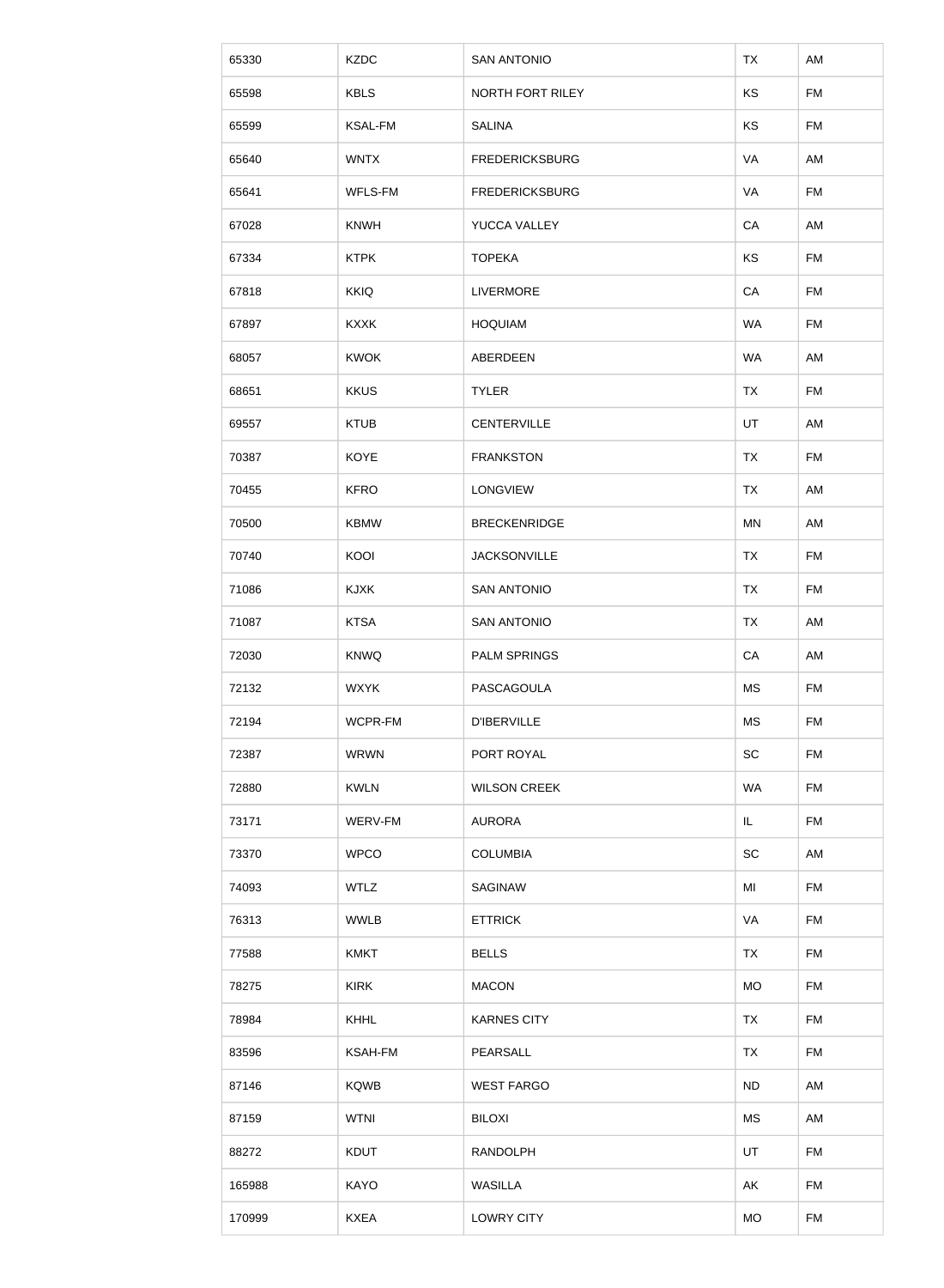| 65330 | KZDC | SAN ANTONIO | TX | AM |
|---|---|---|---|---|
| 65598 | KBLS | NORTH FORT RILEY | KS | FM |
| 65599 | KSAL-FM | SALINA | KS | FM |
| 65640 | WNTX | FREDERICKSBURG | VA | AM |
| 65641 | WFLS-FM | FREDERICKSBURG | VA | FM |
| 67028 | KNWH | YUCCA VALLEY | CA | AM |
| 67334 | KTPK | TOPEKA | KS | FM |
| 67818 | KKIQ | LIVERMORE | CA | FM |
| 67897 | KXXK | HOQUIAM | WA | FM |
| 68057 | KWOK | ABERDEEN | WA | AM |
| 68651 | KKUS | TYLER | TX | FM |
| 69557 | KTUB | CENTERVILLE | UT | AM |
| 70387 | KOYE | FRANKSTON | TX | FM |
| 70455 | KFRO | LONGVIEW | TX | AM |
| 70500 | KBMW | BRECKENRIDGE | MN | AM |
| 70740 | KOOI | JACKSONVILLE | TX | FM |
| 71086 | KJXK | SAN ANTONIO | TX | FM |
| 71087 | KTSA | SAN ANTONIO | TX | AM |
| 72030 | KNWQ | PALM SPRINGS | CA | AM |
| 72132 | WXYK | PASCAGOULA | MS | FM |
| 72194 | WCPR-FM | D'IBERVILLE | MS | FM |
| 72387 | WRWN | PORT ROYAL | SC | FM |
| 72880 | KWLN | WILSON CREEK | WA | FM |
| 73171 | WERV-FM | AURORA | IL | FM |
| 73370 | WPCO | COLUMBIA | SC | AM |
| 74093 | WTLZ | SAGINAW | MI | FM |
| 76313 | WWLB | ETTRICK | VA | FM |
| 77588 | KMKT | BELLS | TX | FM |
| 78275 | KIRK | MACON | MO | FM |
| 78984 | KHHL | KARNES CITY | TX | FM |
| 83596 | KSAH-FM | PEARSALL | TX | FM |
| 87146 | KQWB | WEST FARGO | ND | AM |
| 87159 | WTNI | BILOXI | MS | AM |
| 88272 | KDUT | RANDOLPH | UT | FM |
| 165988 | KAYO | WASILLA | AK | FM |
| 170999 | KXEA | LOWRY CITY | MO | FM |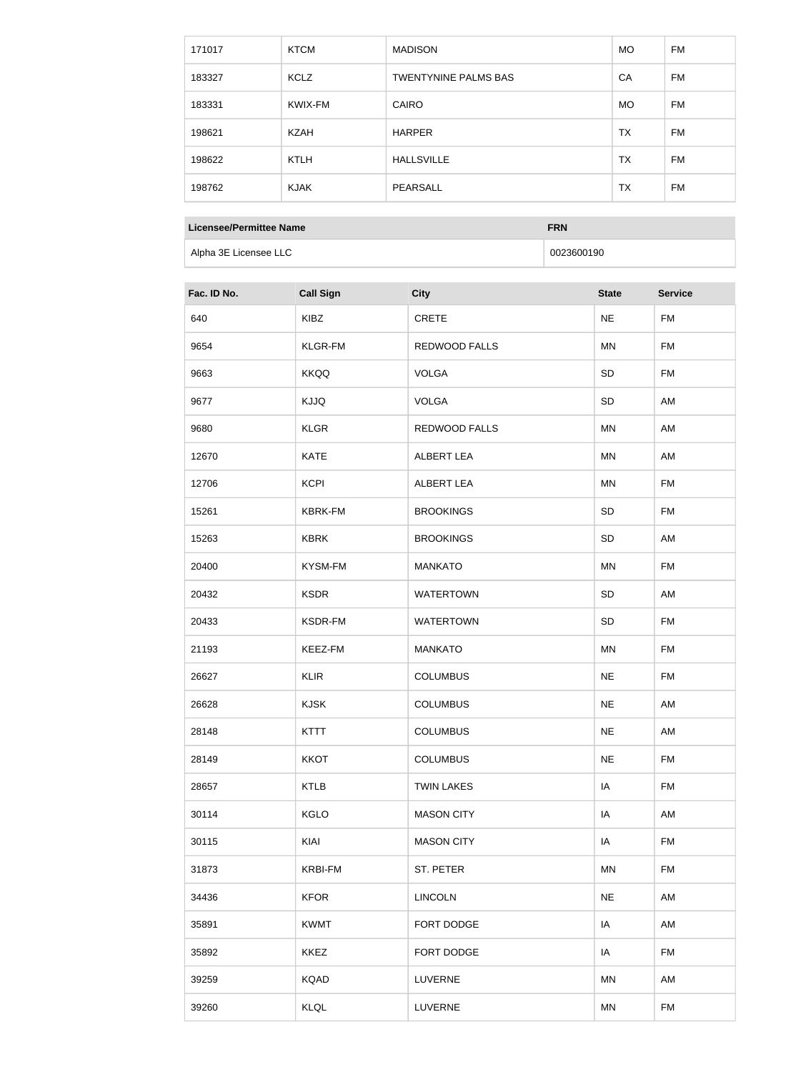| 171017 | KTCM | MADISON | MO | FM |
| --- | --- | --- | --- | --- |
| 183327 | KCLZ | TWENTYNINE PALMS BAS | CA | FM |
| 183331 | KWIX-FM | CAIRO | MO | FM |
| 198621 | KZAH | HARPER | TX | FM |
| 198622 | KTLH | HALLSVILLE | TX | FM |
| 198762 | KJAK | PEARSALL | TX | FM |

| Licensee/Permittee Name | FRN |
| --- | --- |
| Alpha 3E Licensee LLC | 0023600190 |

| Fac. ID No. | Call Sign | City | State | Service |
| --- | --- | --- | --- | --- |
| 640 | KIBZ | CRETE | NE | FM |
| 9654 | KLGR-FM | REDWOOD FALLS | MN | FM |
| 9663 | KKQQ | VOLGA | SD | FM |
| 9677 | KJJQ | VOLGA | SD | AM |
| 9680 | KLGR | REDWOOD FALLS | MN | AM |
| 12670 | KATE | ALBERT LEA | MN | AM |
| 12706 | KCPI | ALBERT LEA | MN | FM |
| 15261 | KBRK-FM | BROOKINGS | SD | FM |
| 15263 | KBRK | BROOKINGS | SD | AM |
| 20400 | KYSM-FM | MANKATO | MN | FM |
| 20432 | KSDR | WATERTOWN | SD | AM |
| 20433 | KSDR-FM | WATERTOWN | SD | FM |
| 21193 | KEEZ-FM | MANKATO | MN | FM |
| 26627 | KLIR | COLUMBUS | NE | FM |
| 26628 | KJSK | COLUMBUS | NE | AM |
| 28148 | KTTT | COLUMBUS | NE | AM |
| 28149 | KKOT | COLUMBUS | NE | FM |
| 28657 | KTLB | TWIN LAKES | IA | FM |
| 30114 | KGLO | MASON CITY | IA | AM |
| 30115 | KIAI | MASON CITY | IA | FM |
| 31873 | KRBI-FM | ST. PETER | MN | FM |
| 34436 | KFOR | LINCOLN | NE | AM |
| 35891 | KWMT | FORT DODGE | IA | AM |
| 35892 | KKEZ | FORT DODGE | IA | FM |
| 39259 | KQAD | LUVERNE | MN | AM |
| 39260 | KLQL | LUVERNE | MN | FM |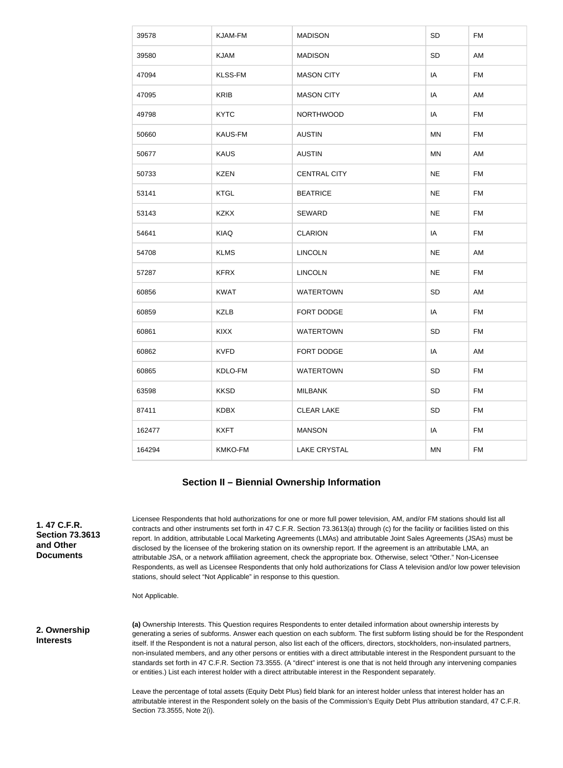| 39578 | KJAM-FM | MADISON | SD | FM |
|---|---|---|---|---|
| 39580 | KJAM | MADISON | SD | AM |
| 47094 | KLSS-FM | MASON CITY | IA | FM |
| 47095 | KRIB | MASON CITY | IA | AM |
| 49798 | KYTC | NORTHWOOD | IA | FM |
| 50660 | KAUS-FM | AUSTIN | MN | FM |
| 50677 | KAUS | AUSTIN | MN | AM |
| 50733 | KZEN | CENTRAL CITY | NE | FM |
| 53141 | KTGL | BEATRICE | NE | FM |
| 53143 | KZKX | SEWARD | NE | FM |
| 54641 | KIAQ | CLARION | IA | FM |
| 54708 | KLMS | LINCOLN | NE | AM |
| 57287 | KFRX | LINCOLN | NE | FM |
| 60856 | KWAT | WATERTOWN | SD | AM |
| 60859 | KZLB | FORT DODGE | IA | FM |
| 60861 | KIXX | WATERTOWN | SD | FM |
| 60862 | KVFD | FORT DODGE | IA | AM |
| 60865 | KDLO-FM | WATERTOWN | SD | FM |
| 63598 | KKSD | MILBANK | SD | FM |
| 87411 | KDBX | CLEAR LAKE | SD | FM |
| 162477 | KXFT | MANSON | IA | FM |
| 164294 | KMKO-FM | LAKE CRYSTAL | MN | FM |

## Section II – Biennial Ownership Information

**1. 47 C.F.R. Section 73.3613 and Other Documents**

Licensee Respondents that hold authorizations for one or more full power television, AM, and/or FM stations should list all contracts and other instruments set forth in 47 C.F.R. Section 73.3613(a) through (c) for the facility or facilities listed on this report. In addition, attributable Local Marketing Agreements (LMAs) and attributable Joint Sales Agreements (JSAs) must be disclosed by the licensee of the brokering station on its ownership report. If the agreement is an attributable LMA, an attributable JSA, or a network affiliation agreement, check the appropriate box. Otherwise, select "Other." Non-Licensee Respondents, as well as Licensee Respondents that only hold authorizations for Class A television and/or low power television stations, should select "Not Applicable" in response to this question.

Not Applicable.

**2. Ownership Interests**

**(a)** Ownership Interests. This Question requires Respondents to enter detailed information about ownership interests by generating a series of subforms. Answer each question on each subform. The first subform listing should be for the Respondent itself. If the Respondent is not a natural person, also list each of the officers, directors, stockholders, non-insulated partners, non-insulated members, and any other persons or entities with a direct attributable interest in the Respondent pursuant to the standards set forth in 47 C.F.R. Section 73.3555. (A "direct" interest is one that is not held through any intervening companies or entities.) List each interest holder with a direct attributable interest in the Respondent separately.

Leave the percentage of total assets (Equity Debt Plus) field blank for an interest holder unless that interest holder has an attributable interest in the Respondent solely on the basis of the Commission's Equity Debt Plus attribution standard, 47 C.F.R. Section 73.3555, Note 2(i).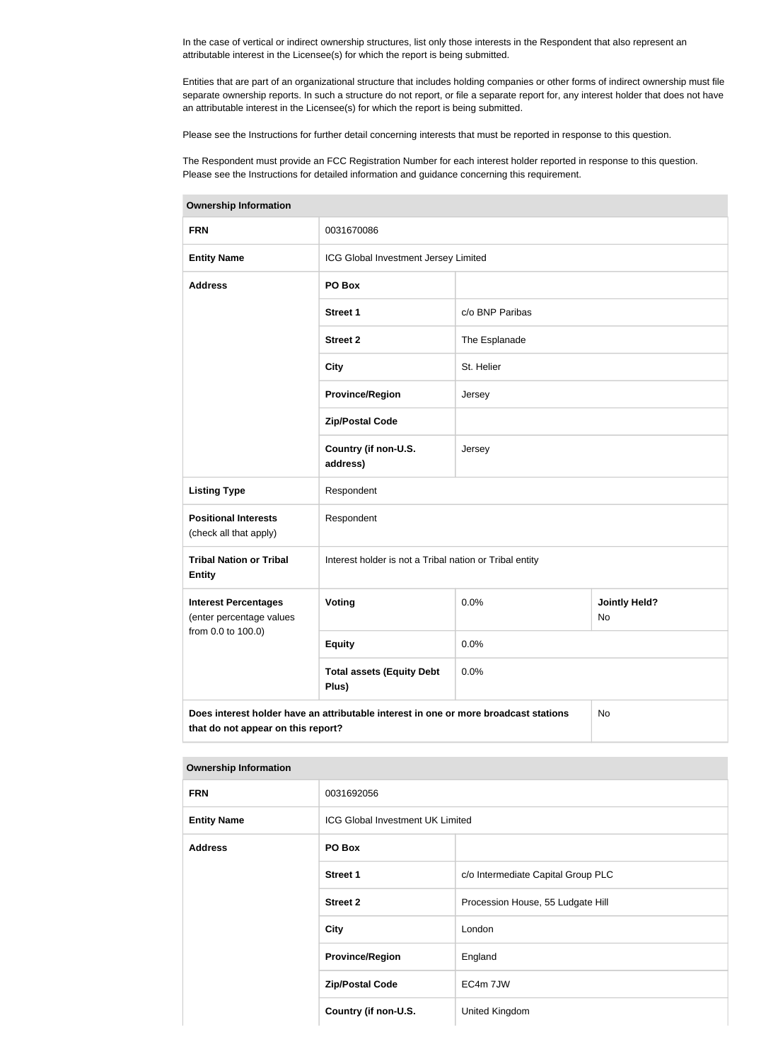In the case of vertical or indirect ownership structures, list only those interests in the Respondent that also represent an attributable interest in the Licensee(s) for which the report is being submitted.

Entities that are part of an organizational structure that includes holding companies or other forms of indirect ownership must file separate ownership reports. In such a structure do not report, or file a separate report for, any interest holder that does not have an attributable interest in the Licensee(s) for which the report is being submitted.

Please see the Instructions for further detail concerning interests that must be reported in response to this question.

The Respondent must provide an FCC Registration Number for each interest holder reported in response to this question. Please see the Instructions for detailed information and guidance concerning this requirement.

| Ownership Information | | | |
|---|---|---|---|
| **FRN** | 0031670086 | | |
| **Entity Name** | ICG Global Investment Jersey Limited | | |
| **Address** | **PO Box** | | |
| | **Street 1** | c/o BNP Paribas | |
| | **Street 2** | The Esplanade | |
| | **City** | St. Helier | |
| | **Province/Region** | Jersey | |
| | **Zip/Postal Code** | | |
| | **Country (if non-U.S. address)** | Jersey | |
| **Listing Type** | Respondent | | |
| **Positional Interests** (check all that apply) | Respondent | | |
| **Tribal Nation or Tribal Entity** | Interest holder is not a Tribal nation or Tribal entity | | |
| **Interest Percentages** (enter percentage values from 0.0 to 100.0) | **Voting** | 0.0% | **Jointly Held?** No |
| | **Equity** | 0.0% | |
| | **Total assets (Equity Debt Plus)** | 0.0% | |
| **Does interest holder have an attributable interest in one or more broadcast stations that do not appear on this report?** | | | No |

| Ownership Information | | |
|---|---|---|
| **FRN** | 0031692056 | |
| **Entity Name** | ICG Global Investment UK Limited | |
| **Address** | **PO Box** | |
| | **Street 1** | c/o Intermediate Capital Group PLC |
| | **Street 2** | Procession House, 55 Ludgate Hill |
| | **City** | London |
| | **Province/Region** | England |
| | **Zip/Postal Code** | EC4m 7JW |
| | **Country (if non-U.S.** | United Kingdom |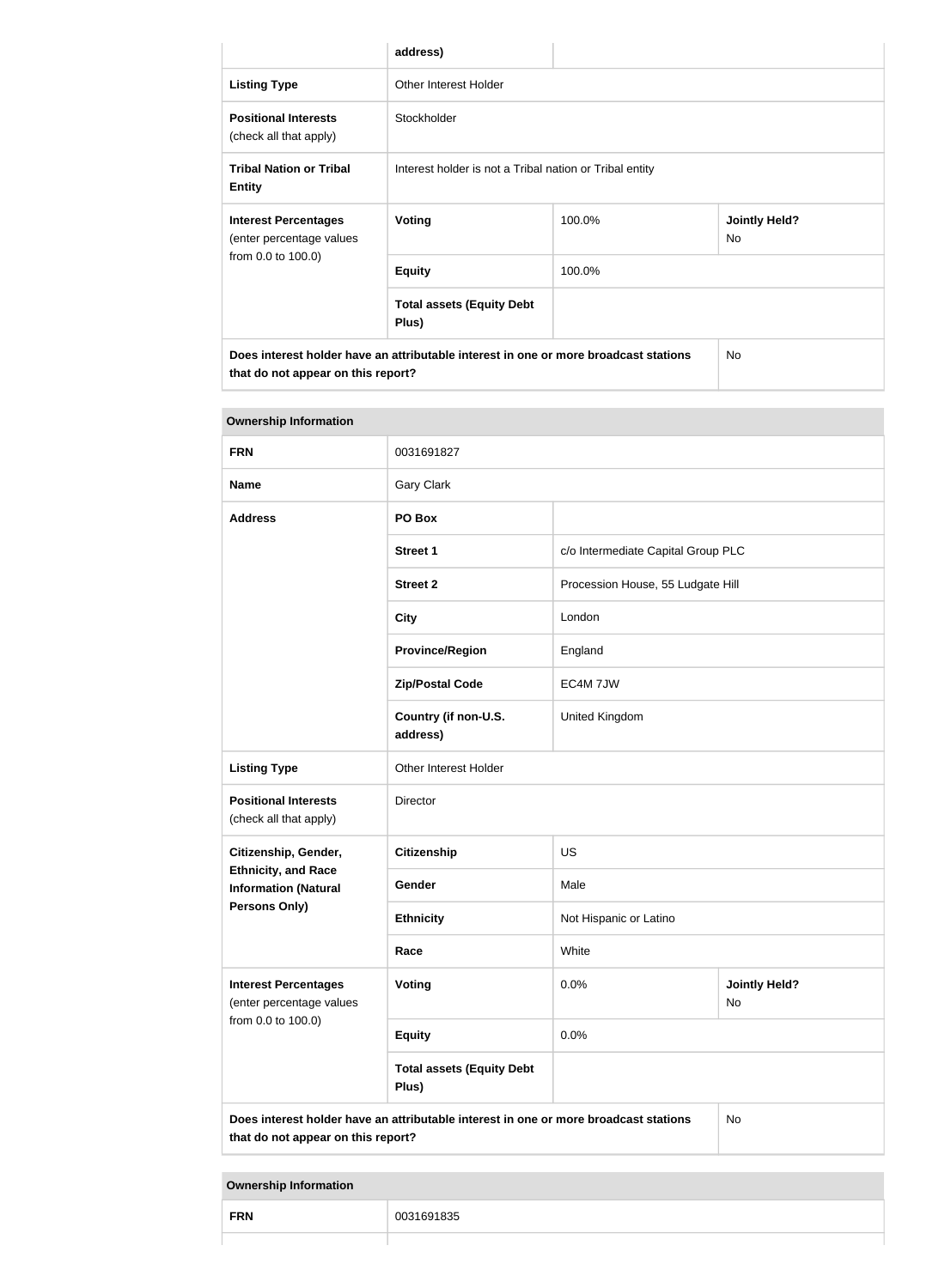| | address) | | |
|---|---|---|---|
| **Listing Type** | Other Interest Holder | | |
| **Positional Interests** (check all that apply) | Stockholder | | |
| **Tribal Nation or Tribal Entity** | Interest holder is not a Tribal nation or Tribal entity | | |
| **Interest Percentages** (enter percentage values from 0.0 to 100.0) | **Voting** | 100.0% | **Jointly Held?** No |
| | **Equity** | 100.0% | |
| | **Total assets (Equity Debt Plus)** | | |
| **Does interest holder have an attributable interest in one or more broadcast stations that do not appear on this report?** | | | No |

| **Ownership Information** | | | |
|---|---|---|---|
| **FRN** | 0031691827 | | |
| **Name** | Gary Clark | | |
| **Address** | **PO Box** | | |
| | **Street 1** | c/o Intermediate Capital Group PLC | |
| | **Street 2** | Procession House, 55 Ludgate Hill | |
| | **City** | London | |
| | **Province/Region** | England | |
| | **Zip/Postal Code** | EC4M 7JW | |
| | **Country (if non-U.S. address)** | United Kingdom | |
| **Listing Type** | Other Interest Holder | | |
| **Positional Interests** (check all that apply) | Director | | |
| **Citizenship, Gender, Ethnicity, and Race Information (Natural Persons Only)** | **Citizenship** | US | |
| | **Gender** | Male | |
| | **Ethnicity** | Not Hispanic or Latino | |
| | **Race** | White | |
| **Interest Percentages** (enter percentage values from 0.0 to 100.0) | **Voting** | 0.0% | **Jointly Held?** No |
| | **Equity** | 0.0% | |
| | **Total assets (Equity Debt Plus)** | | |
| **Does interest holder have an attributable interest in one or more broadcast stations that do not appear on this report?** | | | No |

| **Ownership Information** | |
|---|---|
| **FRN** | 0031691835 |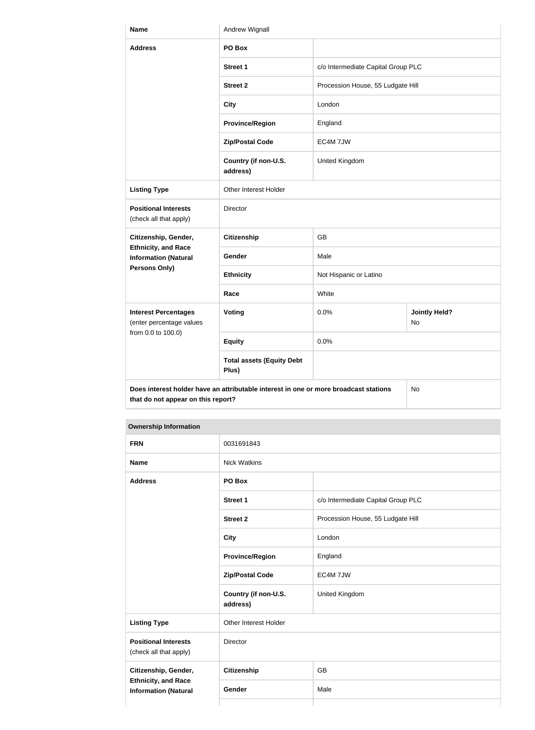| Name | Andrew Wignall | | |
|---|---|---|---|
| Address | PO Box | | |
| | Street 1 | c/o Intermediate Capital Group PLC | |
| | Street 2 | Procession House, 55 Ludgate Hill | |
| | City | London | |
| | Province/Region | England | |
| | Zip/Postal Code | EC4M 7JW | |
| | Country (if non-U.S. address) | United Kingdom | |
| Listing Type | Other Interest Holder | | |
| Positional Interests (check all that apply) | Director | | |
| Citizenship, Gender, Ethnicity, and Race Information (Natural Persons Only) | Citizenship | GB | |
| | Gender | Male | |
| | Ethnicity | Not Hispanic or Latino | |
| | Race | White | |
| Interest Percentages (enter percentage values from 0.0 to 100.0) | Voting | 0.0% | Jointly Held? No |
| | Equity | 0.0% | |
| | Total assets (Equity Debt Plus) | | |
| Does interest holder have an attributable interest in one or more broadcast stations that do not appear on this report? | | | No |

| Ownership Information | | | |
|---|---|---|---|
| FRN | 0031691843 | | |
| Name | Nick Watkins | | |
| Address | PO Box | | |
| | Street 1 | c/o Intermediate Capital Group PLC | |
| | Street 2 | Procession House, 55 Ludgate Hill | |
| | City | London | |
| | Province/Region | England | |
| | Zip/Postal Code | EC4M 7JW | |
| | Country (if non-U.S. address) | United Kingdom | |
| Listing Type | Other Interest Holder | | |
| Positional Interests (check all that apply) | Director | | |
| Citizenship, Gender, Ethnicity, and Race Information (Natural | Citizenship | GB | |
| | Gender | Male | |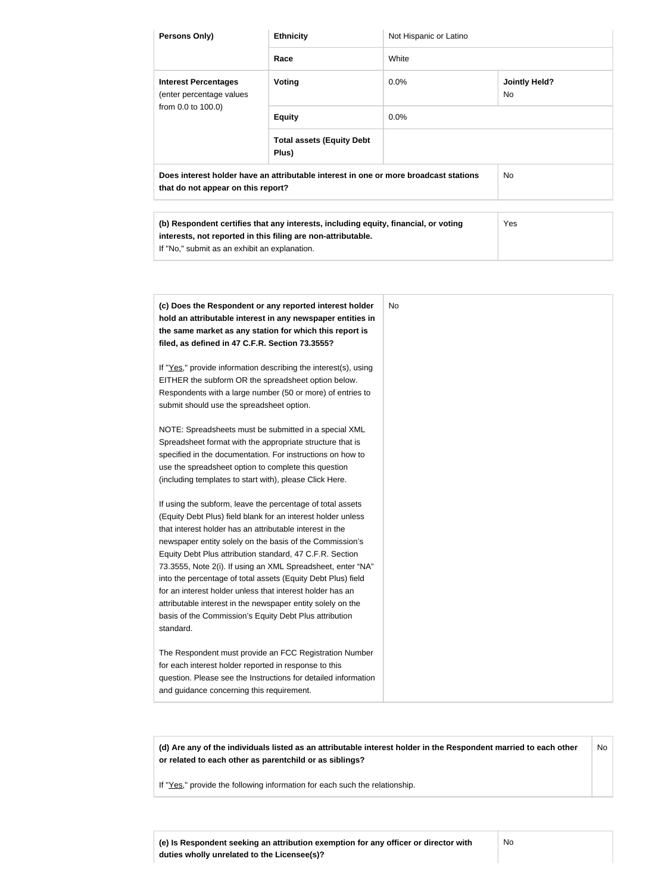| Persons Only) | Ethnicity | Not Hispanic or Latino | |
|---|---|---|---|
| | Race | White | |
| Interest Percentages (enter percentage values from 0.0 to 100.0) | Voting | 0.0% | Jointly Held? No |
| | Equity | 0.0% | |
| | Total assets (Equity Debt Plus) | | |
| Does interest holder have an attributable interest in one or more broadcast stations that do not appear on this report? | | | No |

| (b) Respondent certifies that any interests, including equity, financial, or voting interests, not reported in this filing are non-attributable. If "No," submit as an exhibit an explanation. | Yes |
|---|---|

| (c) Does the Respondent or any reported interest holder hold an attributable interest in any newspaper entities in the same market as any station for which this report is filed, as defined in 47 C.F.R. Section 73.3555? | No |
|---|---|

If "Yes," provide information describing the interest(s), using EITHER the subform OR the spreadsheet option below. Respondents with a large number (50 or more) of entries to submit should use the spreadsheet option.

NOTE: Spreadsheets must be submitted in a special XML Spreadsheet format with the appropriate structure that is specified in the documentation. For instructions on how to use the spreadsheet option to complete this question (including templates to start with), please Click Here.

If using the subform, leave the percentage of total assets (Equity Debt Plus) field blank for an interest holder unless that interest holder has an attributable interest in the newspaper entity solely on the basis of the Commission's Equity Debt Plus attribution standard, 47 C.F.R. Section 73.3555, Note 2(i). If using an XML Spreadsheet, enter "NA" into the percentage of total assets (Equity Debt Plus) field for an interest holder unless that interest holder has an attributable interest in the newspaper entity solely on the basis of the Commission's Equity Debt Plus attribution standard.

The Respondent must provide an FCC Registration Number for each interest holder reported in response to this question. Please see the Instructions for detailed information and guidance concerning this requirement.

| (d) Are any of the individuals listed as an attributable interest holder in the Respondent married to each other or related to each other as parentchild or as siblings? If "Yes," provide the following information for each such the relationship. | No |
|---|---|

| (e) Is Respondent seeking an attribution exemption for any officer or director with duties wholly unrelated to the Licensee(s)? | No |
|---|---|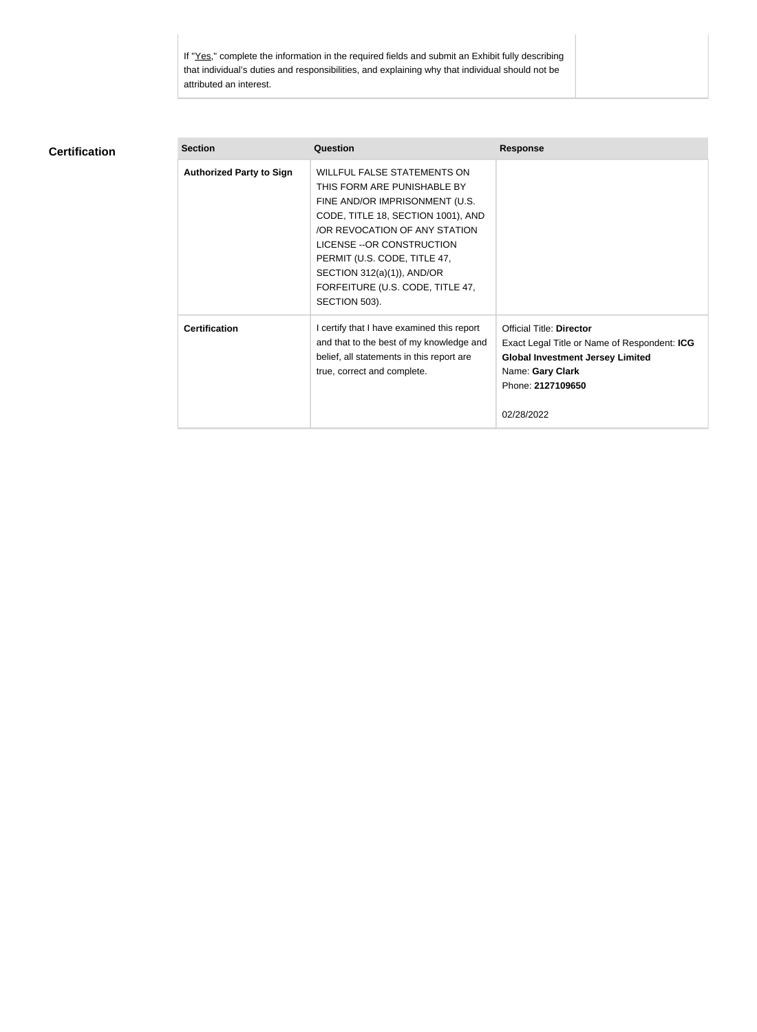| | |
|---|---|
| If "Yes," complete the information in the required fields and submit an Exhibit fully describing that individual's duties and responsibilities, and explaining why that individual should not be attributed an interest. | |

## Certification

| Section | Question | Response |
|---|---|---|
| **Authorized Party to Sign** | WILLFUL FALSE STATEMENTS ON THIS FORM ARE PUNISHABLE BY FINE AND/OR IMPRISONMENT (U.S. CODE, TITLE 18, SECTION 1001), AND /OR REVOCATION OF ANY STATION LICENSE --OR CONSTRUCTION PERMIT (U.S. CODE, TITLE 47, SECTION 312(a)(1)), AND/OR FORFEITURE (U.S. CODE, TITLE 47, SECTION 503). | |
| **Certification** | I certify that I have examined this report and that to the best of my knowledge and belief, all statements in this report are true, correct and complete. | Official Title: **Director**<br>Exact Legal Title or Name of Respondent: **ICG Global Investment Jersey Limited**<br>Name: **Gary Clark**<br>Phone: **2127109650**<br><br>02/28/2022 |